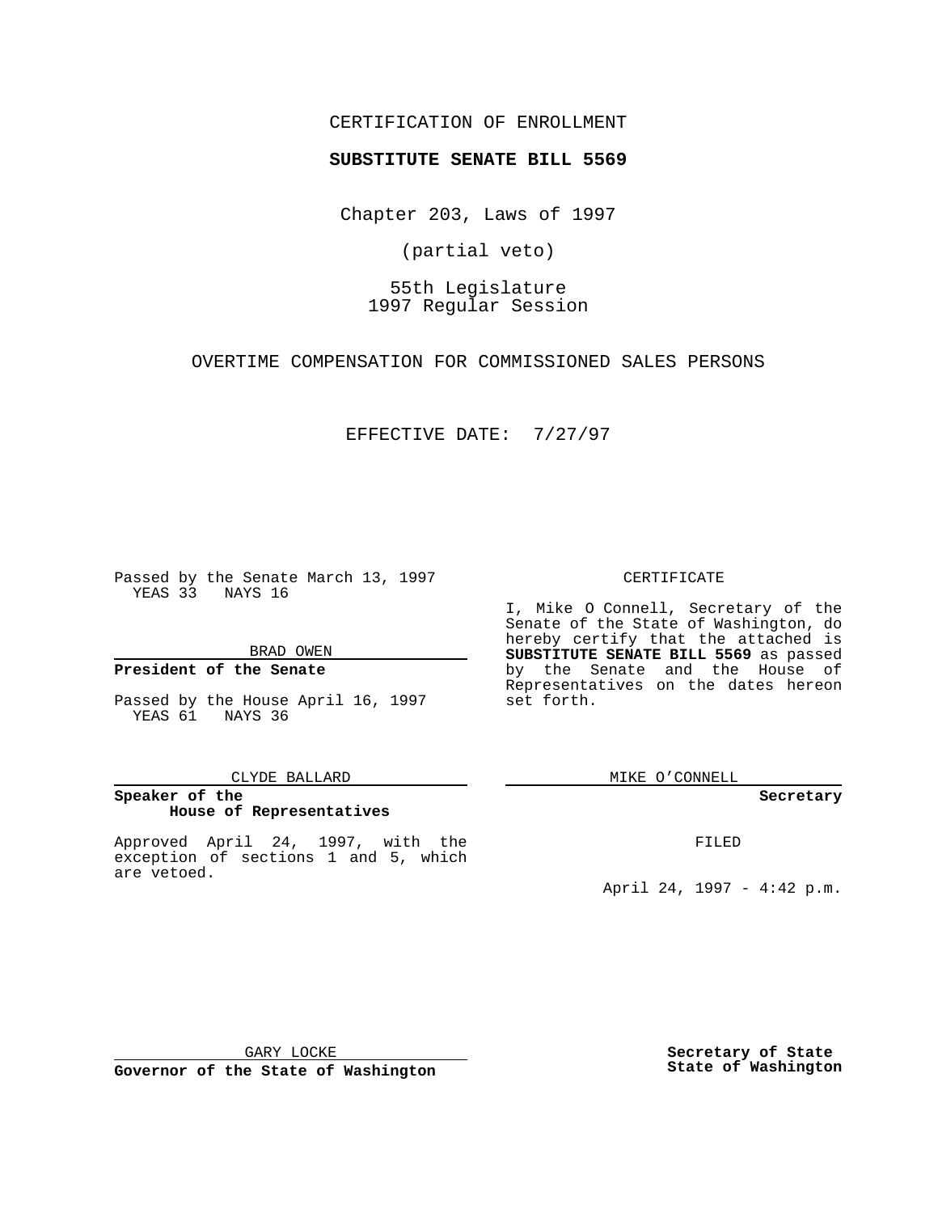CERTIFICATION OF ENROLLMENT

**SUBSTITUTE SENATE BILL 5569**

Chapter 203, Laws of 1997

(partial veto)

55th Legislature
1997 Regular Session

OVERTIME COMPENSATION FOR COMMISSIONED SALES PERSONS

EFFECTIVE DATE: 7/27/97

Passed by the Senate March 13, 1997
YEAS 33 NAYS 16

BRAD OWEN

**President of the Senate**

Passed by the House April 16, 1997
YEAS 61 NAYS 36

CLYDE BALLARD

**Speaker of the House of Representatives**

Approved April 24, 1997, with the exception of sections 1 and 5, which are vetoed.

GARY LOCKE

**Governor of the State of Washington**

CERTIFICATE

I, Mike O Connell, Secretary of the Senate of the State of Washington, do hereby certify that the attached is **SUBSTITUTE SENATE BILL 5569** as passed by the Senate and the House of Representatives on the dates hereon set forth.

MIKE O'CONNELL

**Secretary**

FILED

April 24, 1997 - 4:42 p.m.

**Secretary of State State of Washington**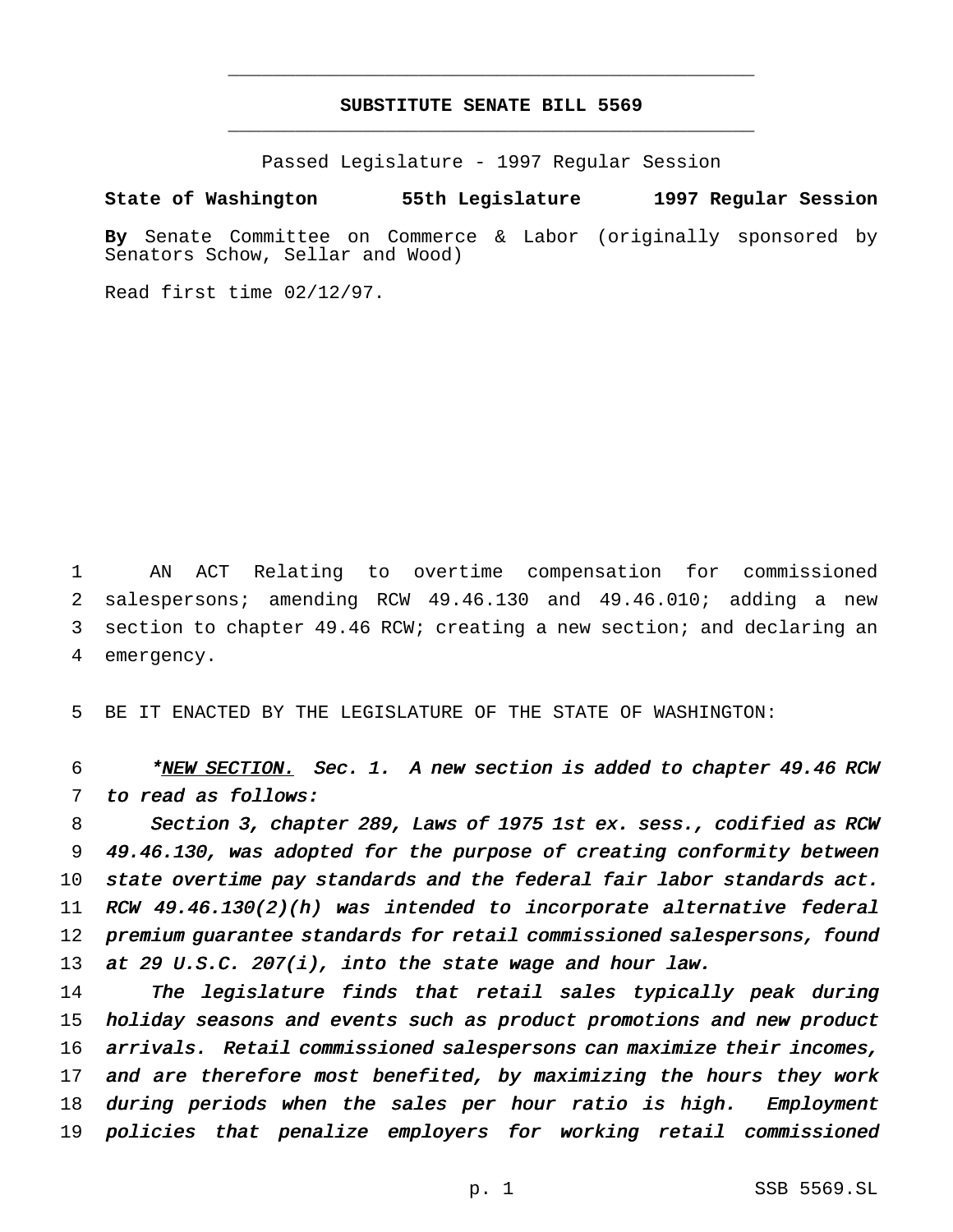# SUBSTITUTE SENATE BILL 5569

Passed Legislature - 1997 Regular Session

**State of Washington 55th Legislature 1997 Regular Session**

**By** Senate Committee on Commerce & Labor (originally sponsored by Senators Schow, Sellar and Wood)

Read first time 02/12/97.

AN ACT Relating to overtime compensation for commissioned salespersons; amending RCW 49.46.130 and 49.46.010; adding a new section to chapter 49.46 RCW; creating a new section; and declaring an emergency.

BE IT ENACTED BY THE LEGISLATURE OF THE STATE OF WASHINGTON:

*\**<u>NEW SECTION.</u> *Sec. 1. A new section is added to chapter 49.46 RCW to read as follows:*

*Section 3, chapter 289, Laws of 1975 1st ex. sess., codified as RCW 49.46.130, was adopted for the purpose of creating conformity between state overtime pay standards and the federal fair labor standards act. RCW 49.46.130(2)(h) was intended to incorporate alternative federal premium guarantee standards for retail commissioned salespersons, found at 29 U.S.C. 207(i), into the state wage and hour law.*

*The legislature finds that retail sales typically peak during holiday seasons and events such as product promotions and new product arrivals. Retail commissioned salespersons can maximize their incomes, and are therefore most benefited, by maximizing the hours they work during periods when the sales per hour ratio is high. Employment policies that penalize employers for working retail commissioned*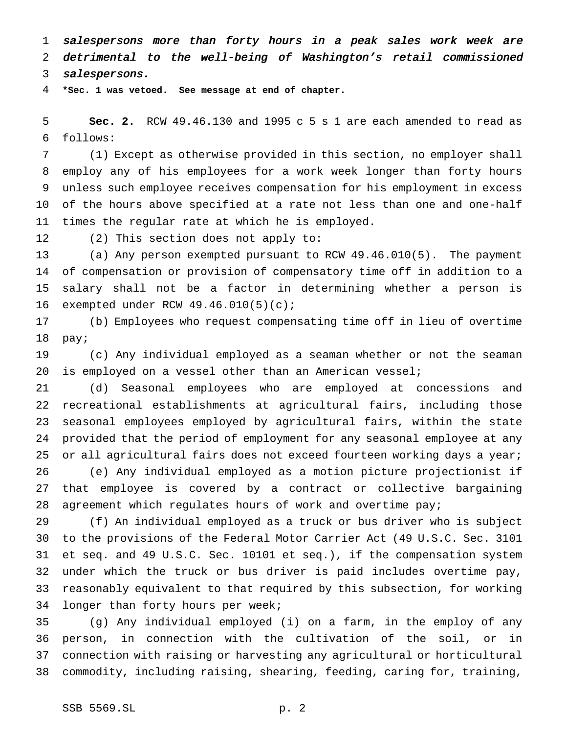*salespersons more than forty hours in a peak sales work week are detrimental to the well-being of Washington's retail commissioned salespersons.*

**\*Sec. 1 was vetoed. See message at end of chapter.**

**Sec. 2.** RCW 49.46.130 and 1995 c 5 s 1 are each amended to read as follows:

(1) Except as otherwise provided in this section, no employer shall employ any of his employees for a work week longer than forty hours unless such employee receives compensation for his employment in excess of the hours above specified at a rate not less than one and one-half times the regular rate at which he is employed.

(2) This section does not apply to:

(a) Any person exempted pursuant to RCW 49.46.010(5). The payment of compensation or provision of compensatory time off in addition to a salary shall not be a factor in determining whether a person is exempted under RCW 49.46.010(5)(c);

(b) Employees who request compensating time off in lieu of overtime pay;

(c) Any individual employed as a seaman whether or not the seaman is employed on a vessel other than an American vessel;

(d) Seasonal employees who are employed at concessions and recreational establishments at agricultural fairs, including those seasonal employees employed by agricultural fairs, within the state provided that the period of employment for any seasonal employee at any or all agricultural fairs does not exceed fourteen working days a year;

(e) Any individual employed as a motion picture projectionist if that employee is covered by a contract or collective bargaining agreement which regulates hours of work and overtime pay;

(f) An individual employed as a truck or bus driver who is subject to the provisions of the Federal Motor Carrier Act (49 U.S.C. Sec. 3101 et seq. and 49 U.S.C. Sec. 10101 et seq.), if the compensation system under which the truck or bus driver is paid includes overtime pay, reasonably equivalent to that required by this subsection, for working longer than forty hours per week;

(g) Any individual employed (i) on a farm, in the employ of any person, in connection with the cultivation of the soil, or in connection with raising or harvesting any agricultural or horticultural commodity, including raising, shearing, feeding, caring for, training,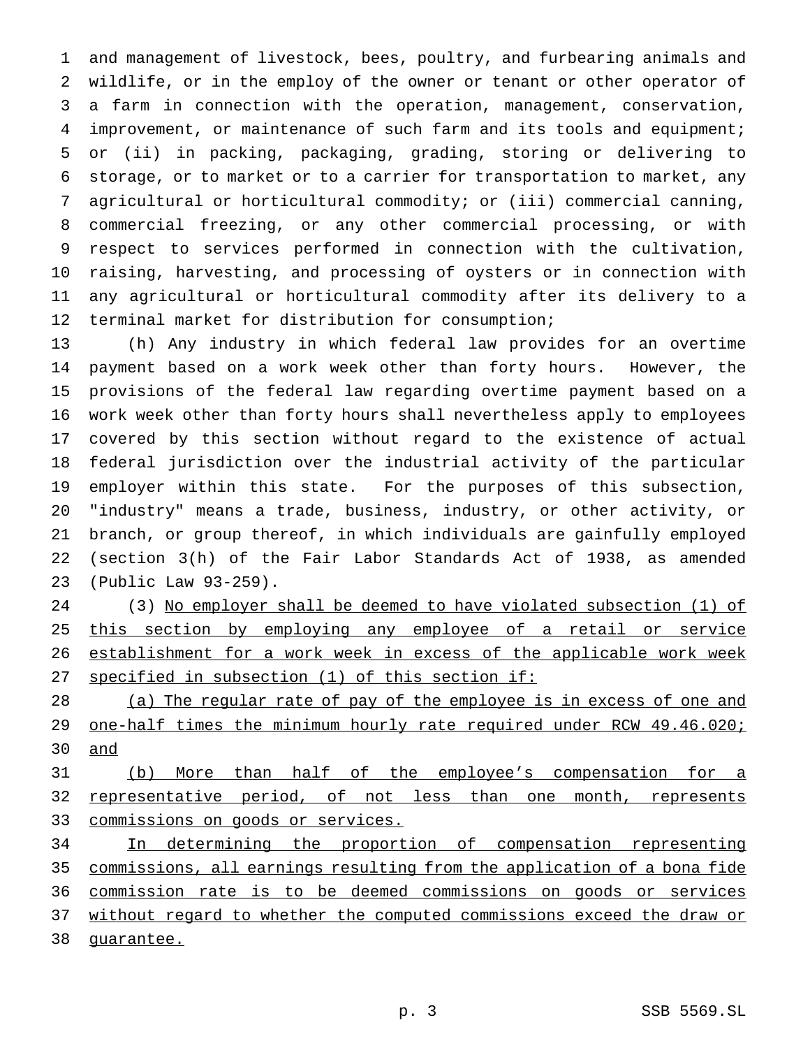and management of livestock, bees, poultry, and furbearing animals and wildlife, or in the employ of the owner or tenant or other operator of a farm in connection with the operation, management, conservation, improvement, or maintenance of such farm and its tools and equipment; or (ii) in packing, packaging, grading, storing or delivering to storage, or to market or to a carrier for transportation to market, any agricultural or horticultural commodity; or (iii) commercial canning, commercial freezing, or any other commercial processing, or with respect to services performed in connection with the cultivation, raising, harvesting, and processing of oysters or in connection with any agricultural or horticultural commodity after its delivery to a terminal market for distribution for consumption;

(h) Any industry in which federal law provides for an overtime payment based on a work week other than forty hours. However, the provisions of the federal law regarding overtime payment based on a work week other than forty hours shall nevertheless apply to employees covered by this section without regard to the existence of actual federal jurisdiction over the industrial activity of the particular employer within this state. For the purposes of this subsection, "industry" means a trade, business, industry, or other activity, or branch, or group thereof, in which individuals are gainfully employed (section 3(h) of the Fair Labor Standards Act of 1938, as amended (Public Law 93-259).

(3) No employer shall be deemed to have violated subsection (1) of this section by employing any employee of a retail or service establishment for a work week in excess of the applicable work week specified in subsection (1) of this section if:

(a) The regular rate of pay of the employee is in excess of one and one-half times the minimum hourly rate required under RCW 49.46.020; and

(b) More than half of the employee's compensation for a representative period, of not less than one month, represents commissions on goods or services.

In determining the proportion of compensation representing commissions, all earnings resulting from the application of a bona fide commission rate is to be deemed commissions on goods or services without regard to whether the computed commissions exceed the draw or guarantee.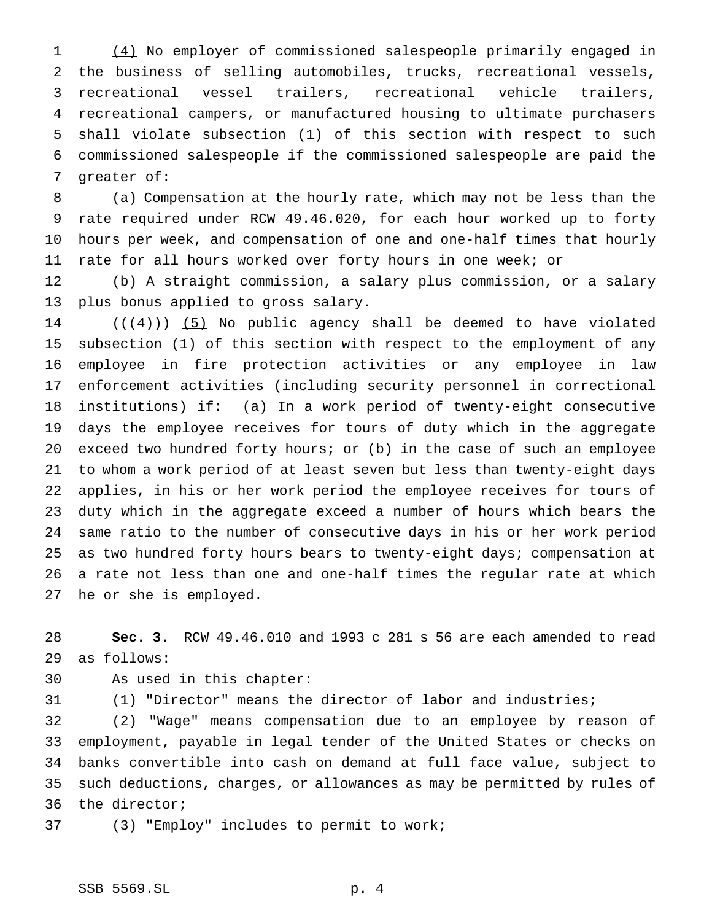(4) No employer of commissioned salespeople primarily engaged in the business of selling automobiles, trucks, recreational vessels, recreational vessel trailers, recreational vehicle trailers, recreational campers, or manufactured housing to ultimate purchasers shall violate subsection (1) of this section with respect to such commissioned salespeople if the commissioned salespeople are paid the greater of:

(a) Compensation at the hourly rate, which may not be less than the rate required under RCW 49.46.020, for each hour worked up to forty hours per week, and compensation of one and one-half times that hourly rate for all hours worked over forty hours in one week; or

(b) A straight commission, a salary plus commission, or a salary plus bonus applied to gross salary.

~~((4))~~ (5) No public agency shall be deemed to have violated subsection (1) of this section with respect to the employment of any employee in fire protection activities or any employee in law enforcement activities (including security personnel in correctional institutions) if: (a) In a work period of twenty-eight consecutive days the employee receives for tours of duty which in the aggregate exceed two hundred forty hours; or (b) in the case of such an employee to whom a work period of at least seven but less than twenty-eight days applies, in his or her work period the employee receives for tours of duty which in the aggregate exceed a number of hours which bears the same ratio to the number of consecutive days in his or her work period as two hundred forty hours bears to twenty-eight days; compensation at a rate not less than one and one-half times the regular rate at which he or she is employed.

**Sec. 3.** RCW 49.46.010 and 1993 c 281 s 56 are each amended to read as follows:

As used in this chapter:

(1) "Director" means the director of labor and industries;

(2) "Wage" means compensation due to an employee by reason of employment, payable in legal tender of the United States or checks on banks convertible into cash on demand at full face value, subject to such deductions, charges, or allowances as may be permitted by rules of the director;

(3) "Employ" includes to permit to work;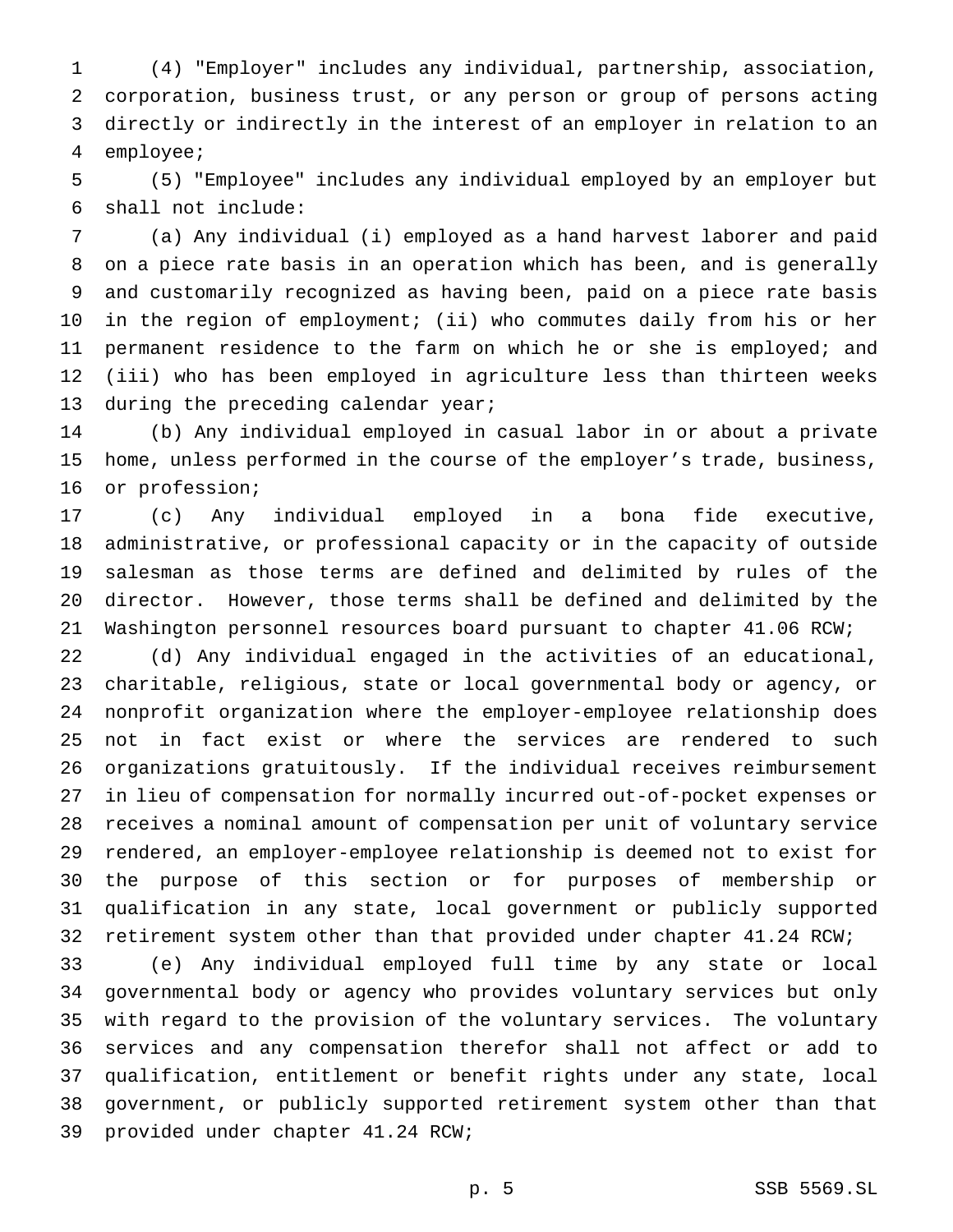(4) "Employer" includes any individual, partnership, association, corporation, business trust, or any person or group of persons acting directly or indirectly in the interest of an employer in relation to an employee;

(5) "Employee" includes any individual employed by an employer but shall not include:

(a) Any individual (i) employed as a hand harvest laborer and paid on a piece rate basis in an operation which has been, and is generally and customarily recognized as having been, paid on a piece rate basis in the region of employment; (ii) who commutes daily from his or her permanent residence to the farm on which he or she is employed; and (iii) who has been employed in agriculture less than thirteen weeks during the preceding calendar year;

(b) Any individual employed in casual labor in or about a private home, unless performed in the course of the employer's trade, business, or profession;

(c) Any individual employed in a bona fide executive, administrative, or professional capacity or in the capacity of outside salesman as those terms are defined and delimited by rules of the director. However, those terms shall be defined and delimited by the Washington personnel resources board pursuant to chapter 41.06 RCW;

(d) Any individual engaged in the activities of an educational, charitable, religious, state or local governmental body or agency, or nonprofit organization where the employer-employee relationship does not in fact exist or where the services are rendered to such organizations gratuitously. If the individual receives reimbursement in lieu of compensation for normally incurred out-of-pocket expenses or receives a nominal amount of compensation per unit of voluntary service rendered, an employer-employee relationship is deemed not to exist for the purpose of this section or for purposes of membership or qualification in any state, local government or publicly supported retirement system other than that provided under chapter 41.24 RCW;

(e) Any individual employed full time by any state or local governmental body or agency who provides voluntary services but only with regard to the provision of the voluntary services. The voluntary services and any compensation therefor shall not affect or add to qualification, entitlement or benefit rights under any state, local government, or publicly supported retirement system other than that provided under chapter 41.24 RCW;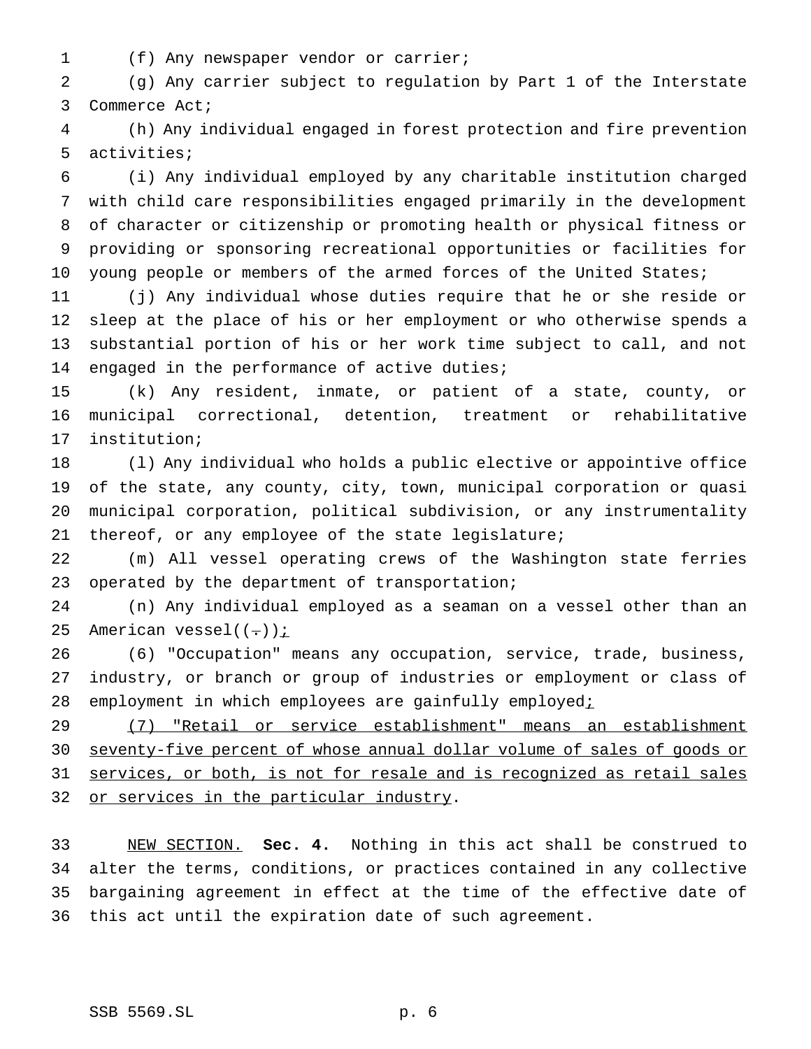(f) Any newspaper vendor or carrier;

(g) Any carrier subject to regulation by Part 1 of the Interstate Commerce Act;

(h) Any individual engaged in forest protection and fire prevention activities;

(i) Any individual employed by any charitable institution charged with child care responsibilities engaged primarily in the development of character or citizenship or promoting health or physical fitness or providing or sponsoring recreational opportunities or facilities for young people or members of the armed forces of the United States;

(j) Any individual whose duties require that he or she reside or sleep at the place of his or her employment or who otherwise spends a substantial portion of his or her work time subject to call, and not engaged in the performance of active duties;

(k) Any resident, inmate, or patient of a state, county, or municipal correctional, detention, treatment or rehabilitative institution;

(l) Any individual who holds a public elective or appointive office of the state, any county, city, town, municipal corporation or quasi municipal corporation, political subdivision, or any instrumentality thereof, or any employee of the state legislature;

(m) All vessel operating crews of the Washington state ferries operated by the department of transportation;

(n) Any individual employed as a seaman on a vessel other than an American vessel((.));

(6) "Occupation" means any occupation, service, trade, business, industry, or branch or group of industries or employment or class of employment in which employees are gainfully employed;

(7) "Retail or service establishment" means an establishment seventy-five percent of whose annual dollar volume of sales of goods or services, or both, is not for resale and is recognized as retail sales or services in the particular industry.

NEW SECTION. **Sec. 4.** Nothing in this act shall be construed to alter the terms, conditions, or practices contained in any collective bargaining agreement in effect at the time of the effective date of this act until the expiration date of such agreement.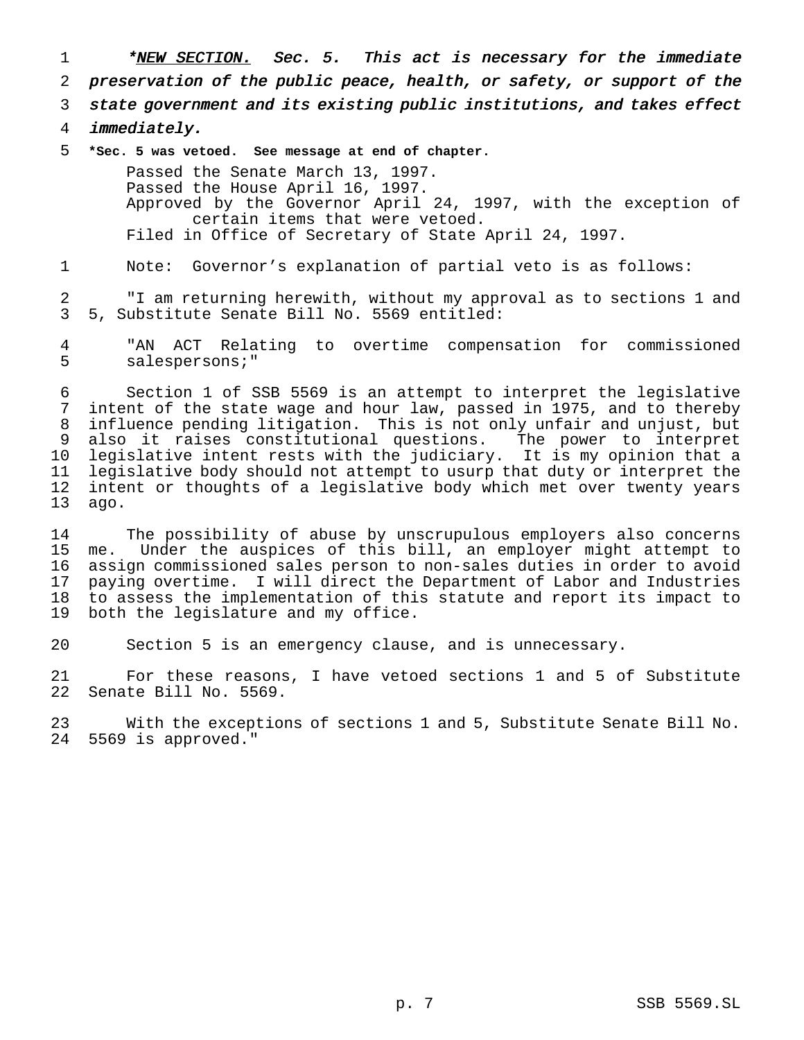*_NEW SECTION._ *Sec. 5. This act is necessary for the immediate preservation of the public peace, health, or safety, or support of the state government and its existing public institutions, and takes effect immediately.*

**\*Sec. 5 was vetoed. See message at end of chapter.**

Passed the Senate March 13, 1997.
Passed the House April 16, 1997.
Approved by the Governor April 24, 1997, with the exception of certain items that were vetoed.
Filed in Office of Secretary of State April 24, 1997.

Note: Governor's explanation of partial veto is as follows:

"I am returning herewith, without my approval as to sections 1 and 5, Substitute Senate Bill No. 5569 entitled:

"AN ACT Relating to overtime compensation for commissioned salespersons;"

Section 1 of SSB 5569 is an attempt to interpret the legislative intent of the state wage and hour law, passed in 1975, and to thereby influence pending litigation. This is not only unfair and unjust, but also it raises constitutional questions. The power to interpret legislative intent rests with the judiciary. It is my opinion that a legislative body should not attempt to usurp that duty or interpret the intent or thoughts of a legislative body which met over twenty years ago.

The possibility of abuse by unscrupulous employers also concerns me. Under the auspices of this bill, an employer might attempt to assign commissioned sales person to non-sales duties in order to avoid paying overtime. I will direct the Department of Labor and Industries to assess the implementation of this statute and report its impact to both the legislature and my office.

Section 5 is an emergency clause, and is unnecessary.

For these reasons, I have vetoed sections 1 and 5 of Substitute Senate Bill No. 5569.

With the exceptions of sections 1 and 5, Substitute Senate Bill No. 5569 is approved."